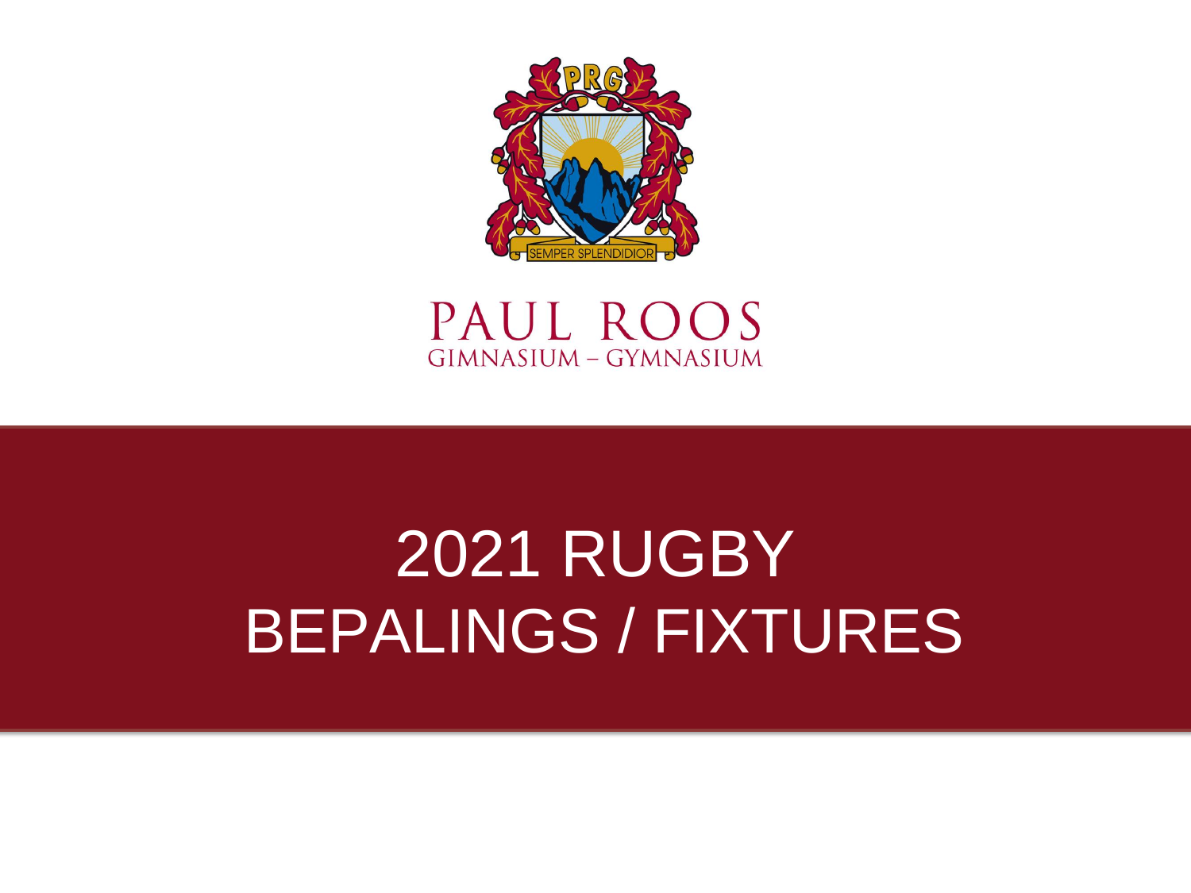SEMPER SPLENDIDIOR

PAUL ROOS

GIMNASIUM – GYMNASIUM

# 2021 RUGBY BEPALINGS / FIXTURES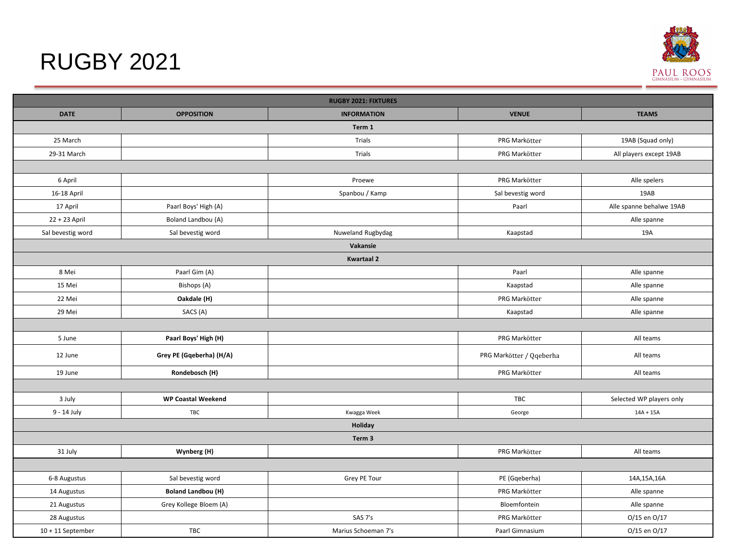# RUGBY 2021

PAUL ROOS GIMNASIUM – GYMNASIUM

| RUGBY 2021: FIXTURES | | | | |
|---|---|---|---|---|
| **DATE** | **OPPOSITION** | **INFORMATION** | **VENUE** | **TEAMS** |
| | | **Term 1** | | |
| 25 March | | Trials | PRG Markötter | 19AB (Squad only) |
| 29-31 March | | Trials | PRG Markötter | All players except 19AB |
| | | | | |
| 6 April | | Proewe | PRG Markötter | Alle spelers |
| 16-18 April | | Spanbou / Kamp | Sal bevestig word | 19AB |
| 17 April | Paarl Boys' High (A) | | Paarl | Alle spanne behalwe 19AB |
| 22 + 23 April | Boland Landbou (A) | | | Alle spanne |
| Sal bevestig word | Sal bevestig word | Nuweland Rugbydag | Kaapstad | 19A |
| | | **Vakansie** | | |
| | | **Kwartaal 2** | | |
| 8 Mei | Paarl Gim (A) | | Paarl | Alle spanne |
| 15 Mei | Bishops (A) | | Kaapstad | Alle spanne |
| 22 Mei | **Oakdale (H)** | | PRG Markötter | Alle spanne |
| 29 Mei | SACS (A) | | Kaapstad | Alle spanne |
| | | | | |
| 5 June | **Paarl Boys' High (H)** | | PRG Markötter | All teams |
| 12 June | **Grey PE (Gqeberha) (H/A)** | | PRG Markötter / Qqeberha | All teams |
| 19 June | **Rondebosch (H)** | | PRG Markötter | All teams |
| | | | | |
| 3 July | **WP Coastal Weekend** | | TBC | Selected WP players only |
| 9 - 14 July | TBC | Kwagga Week | George | 14A + 15A |
| | | **Holiday** | | |
| | | **Term 3** | | |
| 31 July | **Wynberg (H)** | | PRG Markötter | All teams |
| | | | | |
| 6-8 Augustus | Sal bevestig word | Grey PE Tour | PE (Gqeberha) | 14A,15A,16A |
| 14 Augustus | **Boland Landbou (H)** | | PRG Markötter | Alle spanne |
| 21 Augustus | Grey Kollege Bloem (A) | | Bloemfontein | Alle spanne |
| 28 Augustus | | SAS 7's | PRG Markötter | O/15 en O/17 |
| 10 + 11 September | TBC | Marius Schoeman 7's | Paarl Gimnasium | O/15 en O/17 |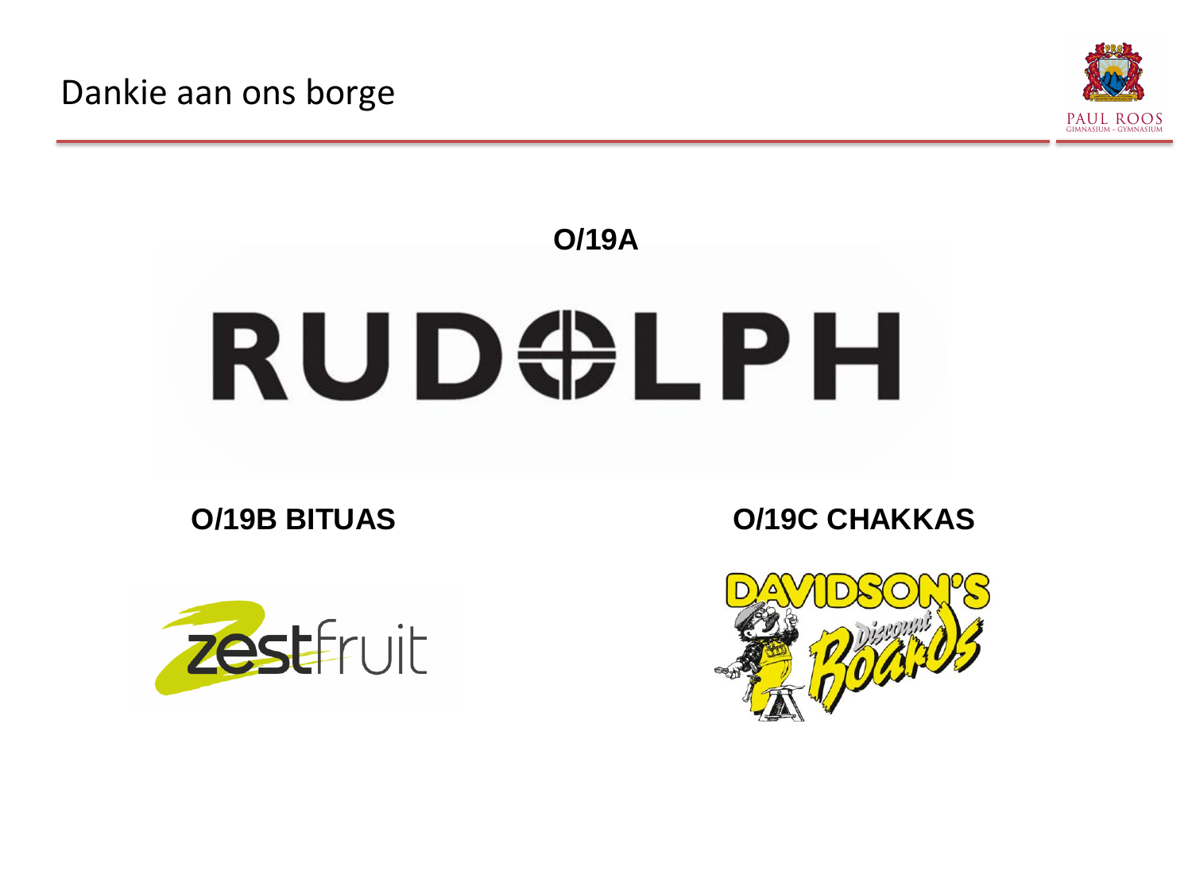# Dankie aan ons borge

**O/19A**

RUDOLPH

**O/19B BITUAS**

zestfruit

**O/19C CHAKKAS**

DAVIDSON'S Discount Boards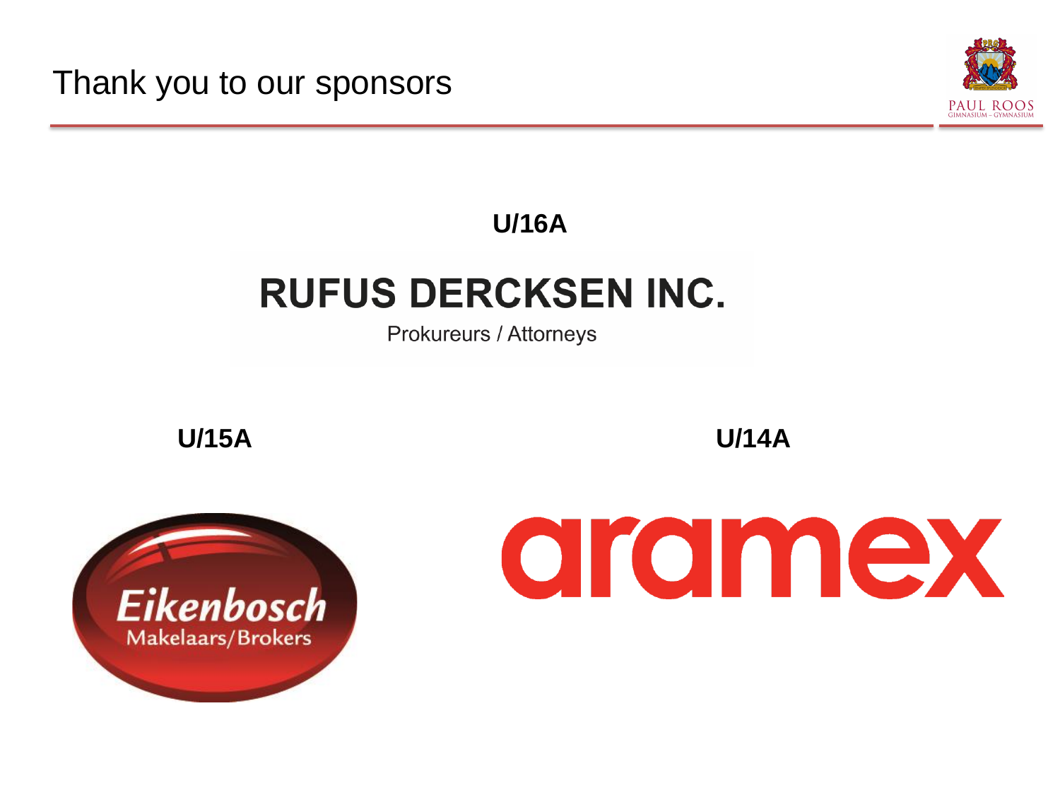# Thank you to our sponsors

**U/16A**

**RUFUS DERCKSEN INC.**

Prokureurs / Attorneys

**U/15A**

Eikenbosch

Makelaars/Brokers

**U/14A**

aramex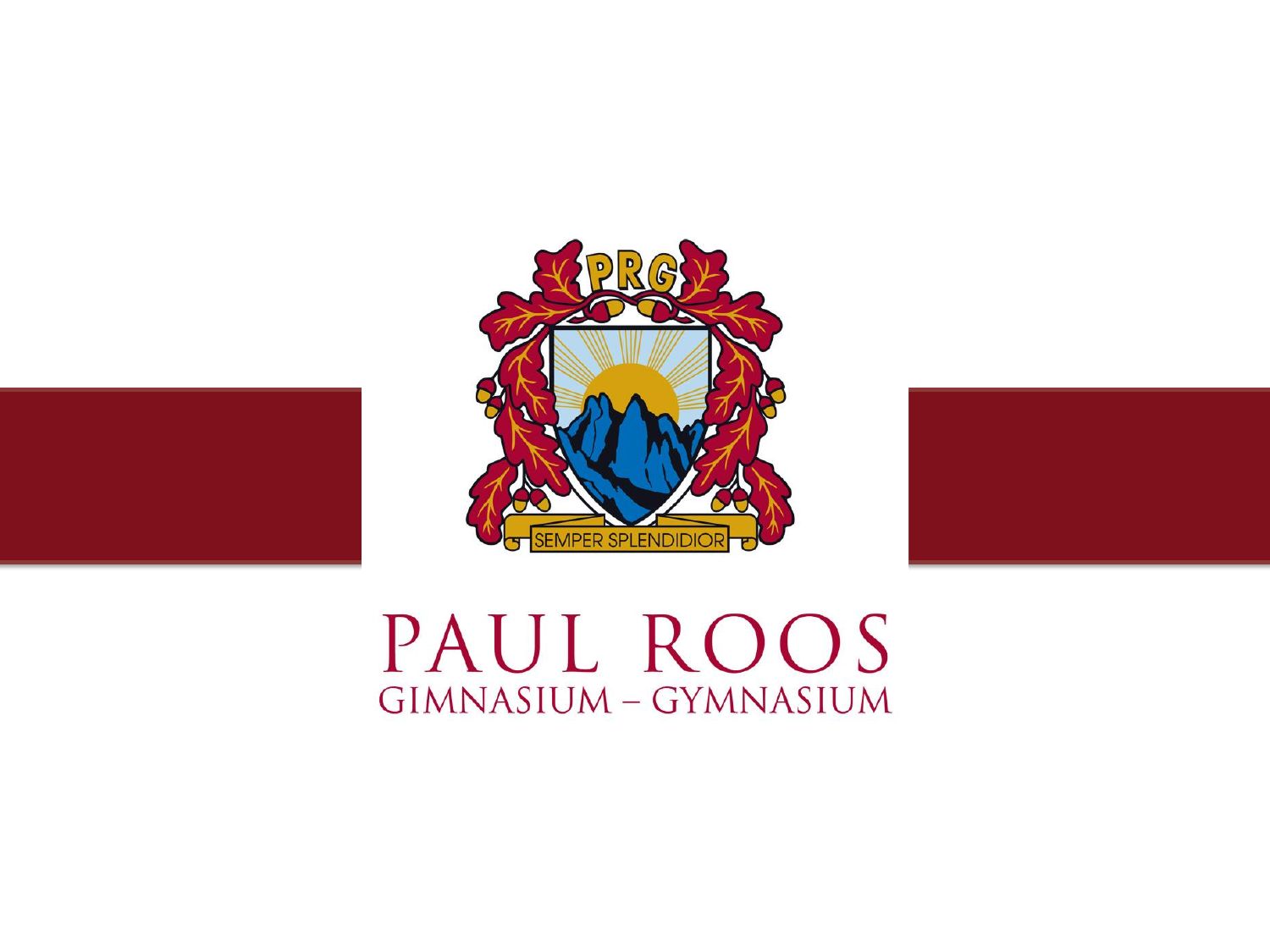PAUL ROOS

GIMNASIUM – GYMNASIUM